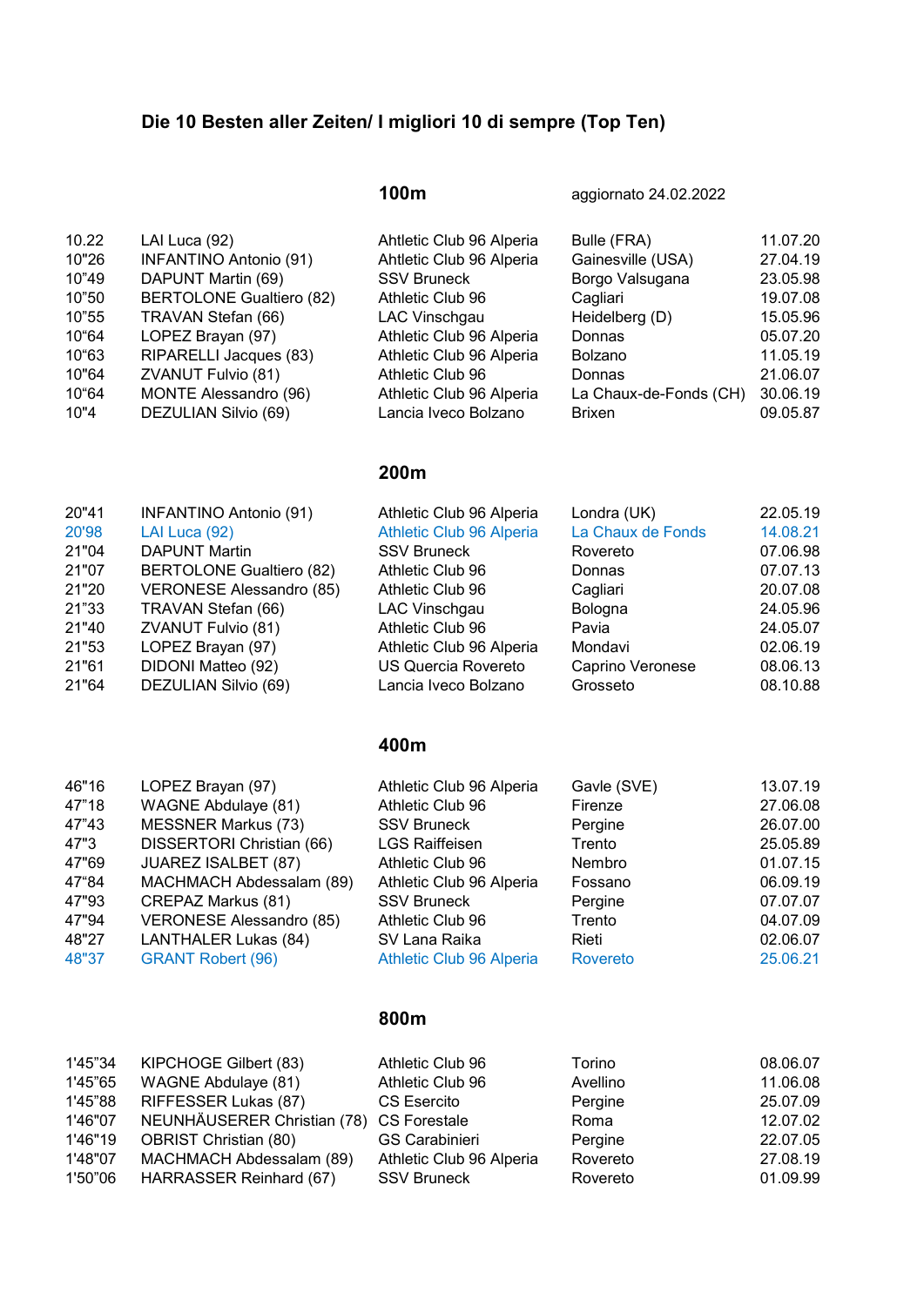# Die 10 Besten aller Zeiten/ I migliori 10 di sempre (Top Ten)

## 100m

aggiornato 24.02.2022

| | | | | |
|---|---|---|---|---|
| 10.22 | LAI Luca (92) | Ahtletic Club 96 Alperia | Bulle (FRA) | 11.07.20 |
| 10"26 | INFANTINO Antonio (91) | Ahtletic Club 96 Alperia | Gainesville (USA) | 27.04.19 |
| 10"49 | DAPUNT Martin (69) | SSV Bruneck | Borgo Valsugana | 23.05.98 |
| 10"50 | BERTOLONE Gualtiero (82) | Athletic Club 96 | Cagliari | 19.07.08 |
| 10"55 | TRAVAN Stefan (66) | LAC Vinschgau | Heidelberg (D) | 15.05.96 |
| 10"64 | LOPEZ Brayan (97) | Athletic Club 96 Alperia | Donnas | 05.07.20 |
| 10"63 | RIPARELLI Jacques (83) | Athletic Club 96 Alperia | Bolzano | 11.05.19 |
| 10"64 | ZVANUT Fulvio (81) | Athletic Club 96 | Donnas | 21.06.07 |
| 10"64 | MONTE Alessandro (96) | Athletic Club 96 Alperia | La Chaux-de-Fonds (CH) | 30.06.19 |
| 10"4 | DEZULIAN Silvio (69) | Lancia Iveco Bolzano | Brixen | 09.05.87 |

## 200m

| | | | | |
|---|---|---|---|---|
| 20"41 | INFANTINO Antonio (91) | Athletic Club 96 Alperia | Londra (UK) | 22.05.19 |
| 20'98 | LAI Luca (92) | Athletic Club 96 Alperia | La Chaux de Fonds | 14.08.21 |
| 21"04 | DAPUNT Martin | SSV Bruneck | Rovereto | 07.06.98 |
| 21"07 | BERTOLONE Gualtiero (82) | Athletic Club 96 | Donnas | 07.07.13 |
| 21"20 | VERONESE Alessandro (85) | Athletic Club 96 | Cagliari | 20.07.08 |
| 21"33 | TRAVAN Stefan (66) | LAC Vinschgau | Bologna | 24.05.96 |
| 21"40 | ZVANUT Fulvio (81) | Athletic Club 96 | Pavia | 24.05.07 |
| 21"53 | LOPEZ Brayan (97) | Athletic Club 96 Alperia | Mondavi | 02.06.19 |
| 21"61 | DIDONI Matteo (92) | US Quercia Rovereto | Caprino Veronese | 08.06.13 |
| 21"64 | DEZULIAN Silvio (69) | Lancia Iveco Bolzano | Grosseto | 08.10.88 |

## 400m

| | | | | |
|---|---|---|---|---|
| 46"16 | LOPEZ Brayan (97) | Athletic Club 96 Alperia | Gavle (SVE) | 13.07.19 |
| 47"18 | WAGNE Abdulaye (81) | Athletic Club 96 | Firenze | 27.06.08 |
| 47"43 | MESSNER Markus (73) | SSV Bruneck | Pergine | 26.07.00 |
| 47"3 | DISSERTORI Christian (66) | LGS Raiffeisen | Trento | 25.05.89 |
| 47"69 | JUAREZ ISALBET (87) | Athletic Club 96 | Nembro | 01.07.15 |
| 47"84 | MACHMACH Abdessalam (89) | Athletic Club 96 Alperia | Fossano | 06.09.19 |
| 47"93 | CREPAZ Markus (81) | SSV Bruneck | Pergine | 07.07.07 |
| 47"94 | VERONESE Alessandro (85) | Athletic Club 96 | Trento | 04.07.09 |
| 48"27 | LANTHALER Lukas (84) | SV Lana Raika | Rieti | 02.06.07 |
| 48"37 | GRANT Robert (96) | Athletic Club 96 Alperia | Rovereto | 25.06.21 |

## 800m

| | | | | |
|---|---|---|---|---|
| 1'45"34 | KIPCHOGE Gilbert (83) | Athletic Club 96 | Torino | 08.06.07 |
| 1'45"65 | WAGNE Abdulaye (81) | Athletic Club 96 | Avellino | 11.06.08 |
| 1'45"88 | RIFFESSER Lukas (87) | CS Esercito | Pergine | 25.07.09 |
| 1'46"07 | NEUNHÄUSERER Christian (78) | CS Forestale | Roma | 12.07.02 |
| 1'46"19 | OBRIST Christian (80) | GS Carabinieri | Pergine | 22.07.05 |
| 1'48"07 | MACHMACH Abdessalam (89) | Athletic Club 96 Alperia | Rovereto | 27.08.19 |
| 1'50"06 | HARRASSER Reinhard (67) | SSV Bruneck | Rovereto | 01.09.99 |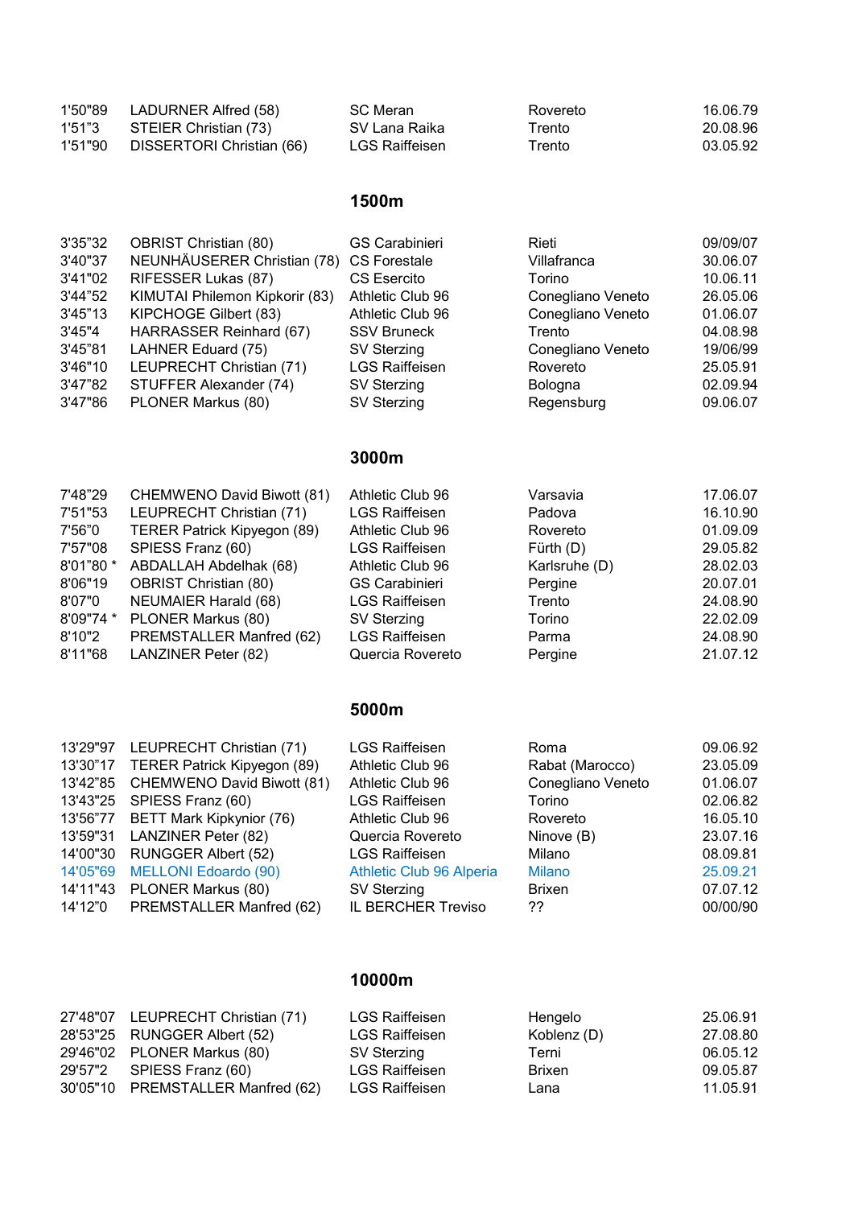| | | | | |
|---|---|---|---|---|
| 1'50"89 | LADURNER Alfred (58) | SC Meran | Rovereto | 16.06.79 |
| 1'51"3 | STEIER Christian (73) | SV Lana Raika | Trento | 20.08.96 |
| 1'51"90 | DISSERTORI Christian (66) | LGS Raiffeisen | Trento | 03.05.92 |

## 1500m

| | | | | |
|---|---|---|---|---|
| 3'35"32 | OBRIST Christian (80) | GS Carabinieri | Rieti | 09/09/07 |
| 3'40"37 | NEUNHÄUSERER Christian (78) | CS Forestale | Villafranca | 30.06.07 |
| 3'41"02 | RIFESSER Lukas (87) | CS Esercito | Torino | 10.06.11 |
| 3'44"52 | KIMUTAI Philemon Kipkorir (83) | Athletic Club 96 | Conegliano Veneto | 26.05.06 |
| 3'45"13 | KIPCHOGE Gilbert (83) | Athletic Club 96 | Conegliano Veneto | 01.06.07 |
| 3'45"4 | HARRASSER Reinhard (67) | SSV Bruneck | Trento | 04.08.98 |
| 3'45"81 | LAHNER Eduard (75) | SV Sterzing | Conegliano Veneto | 19/06/99 |
| 3'46"10 | LEUPRECHT Christian (71) | LGS Raiffeisen | Rovereto | 25.05.91 |
| 3'47"82 | STUFFER Alexander (74) | SV Sterzing | Bologna | 02.09.94 |
| 3'47"86 | PLONER Markus (80) | SV Sterzing | Regensburg | 09.06.07 |

## 3000m

| | | | | |
|---|---|---|---|---|
| 7'48"29 | CHEMWENO David Biwott (81) | Athletic Club 96 | Varsavia | 17.06.07 |
| 7'51"53 | LEUPRECHT Christian (71) | LGS Raiffeisen | Padova | 16.10.90 |
| 7'56"0 | TERER Patrick Kipyegon (89) | Athletic Club 96 | Rovereto | 01.09.09 |
| 7'57"08 | SPIESS Franz (60) | LGS Raiffeisen | Fürth (D) | 29.05.82 |
| 8'01"80 * | ABDALLAH Abdelhak (68) | Athletic Club 96 | Karlsruhe (D) | 28.02.03 |
| 8'06"19 | OBRIST Christian (80) | GS Carabinieri | Pergine | 20.07.01 |
| 8'07"0 | NEUMAIER Harald (68) | LGS Raiffeisen | Trento | 24.08.90 |
| 8'09"74 * | PLONER Markus (80) | SV Sterzing | Torino | 22.02.09 |
| 8'10"2 | PREMSTALLER Manfred (62) | LGS Raiffeisen | Parma | 24.08.90 |
| 8'11"68 | LANZINER Peter (82) | Quercia Rovereto | Pergine | 21.07.12 |

## 5000m

| | | | | |
|---|---|---|---|---|
| 13'29"97 | LEUPRECHT Christian (71) | LGS Raiffeisen | Roma | 09.06.92 |
| 13'30"17 | TERER Patrick Kipyegon (89) | Athletic Club 96 | Rabat (Marocco) | 23.05.09 |
| 13'42"85 | CHEMWENO David Biwott (81) | Athletic Club 96 | Conegliano Veneto | 01.06.07 |
| 13'43"25 | SPIESS Franz (60) | LGS Raiffeisen | Torino | 02.06.82 |
| 13'56"77 | BETT Mark Kipkynior (76) | Athletic Club 96 | Rovereto | 16.05.10 |
| 13'59"31 | LANZINER Peter (82) | Quercia Rovereto | Ninove (B) | 23.07.16 |
| 14'00"30 | RUNGGER Albert (52) | LGS Raiffeisen | Milano | 08.09.81 |
| 14'05"69 | MELLONI Edoardo (90) | Athletic Club 96 Alperia | Milano | 25.09.21 |
| 14'11"43 | PLONER Markus (80) | SV Sterzing | Brixen | 07.07.12 |
| 14'12"0 | PREMSTALLER Manfred (62) | IL BERCHER Treviso | ?? | 00/00/90 |

## 10000m

| | | | | |
|---|---|---|---|---|
| 27'48"07 | LEUPRECHT Christian (71) | LGS Raiffeisen | Hengelo | 25.06.91 |
| 28'53"25 | RUNGGER Albert (52) | LGS Raiffeisen | Koblenz (D) | 27.08.80 |
| 29'46"02 | PLONER Markus (80) | SV Sterzing | Terni | 06.05.12 |
| 29'57"2 | SPIESS Franz (60) | LGS Raiffeisen | Brixen | 09.05.87 |
| 30'05"10 | PREMSTALLER Manfred (62) | LGS Raiffeisen | Lana | 11.05.91 |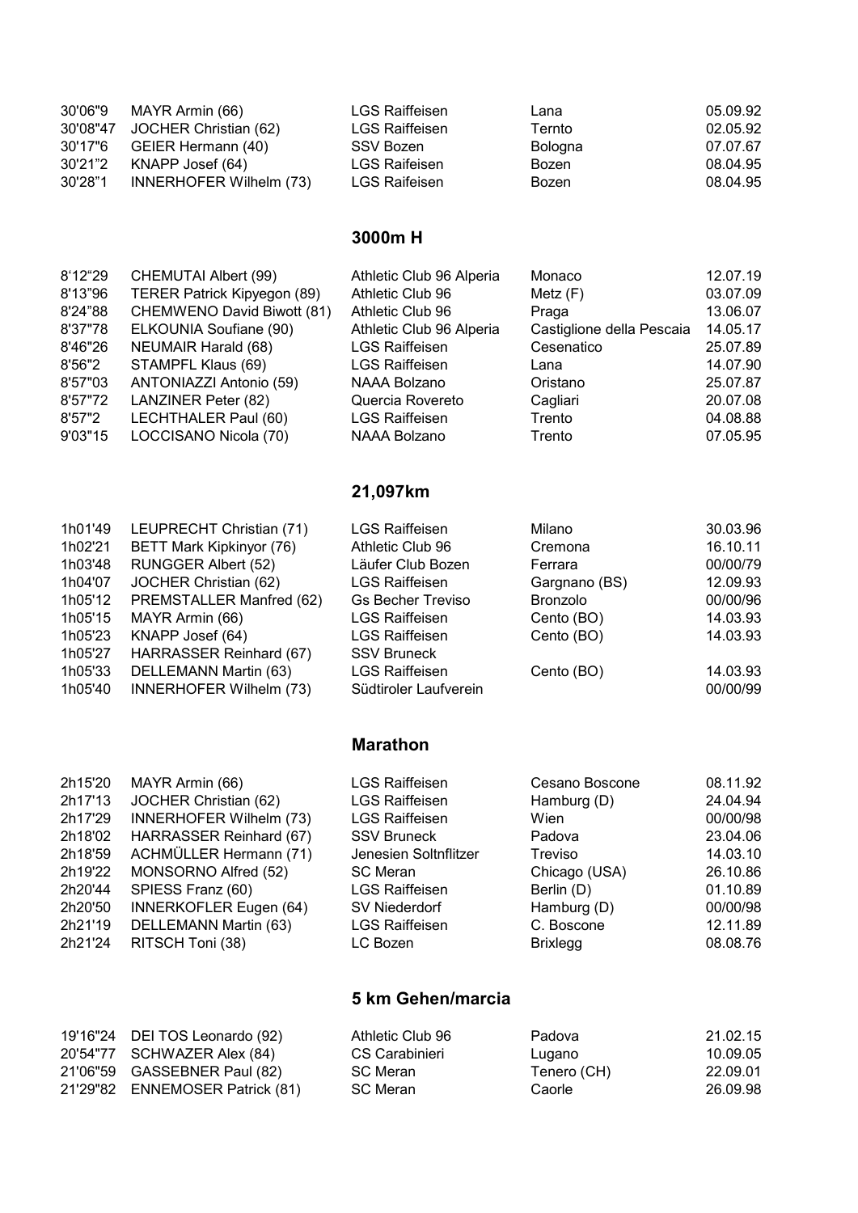| | | | | |
|---|---|---|---|---|
| 30'06"9 | MAYR Armin (66) | LGS Raiffeisen | Lana | 05.09.92 |
| 30'08"47 | JOCHER Christian (62) | LGS Raiffeisen | Ternto | 02.05.92 |
| 30'17"6 | GEIER Hermann (40) | SSV Bozen | Bologna | 07.07.67 |
| 30'21"2 | KNAPP Josef (64) | LGS Raifeisen | Bozen | 08.04.95 |
| 30'28"1 | INNERHOFER Wilhelm (73) | LGS Raifeisen | Bozen | 08.04.95 |

## 3000m H

| | | | | |
|---|---|---|---|---|
| 8'12"29 | CHEMUTAI Albert (99) | Athletic Club 96 Alperia | Monaco | 12.07.19 |
| 8'13"96 | TERER Patrick Kipyegon (89) | Athletic Club 96 | Metz (F) | 03.07.09 |
| 8'24"88 | CHEMWENO David Biwott (81) | Athletic Club 96 | Praga | 13.06.07 |
| 8'37"78 | ELKOUNIA Soufiane (90) | Athletic Club 96 Alperia | Castiglione della Pescaia | 14.05.17 |
| 8'46"26 | NEUMAIR Harald (68) | LGS Raiffeisen | Cesenatico | 25.07.89 |
| 8'56"2 | STAMPFL Klaus (69) | LGS Raiffeisen | Lana | 14.07.90 |
| 8'57"03 | ANTONIAZZI Antonio (59) | NAAA Bolzano | Oristano | 25.07.87 |
| 8'57"72 | LANZINER Peter (82) | Quercia Rovereto | Cagliari | 20.07.08 |
| 8'57"2 | LECHTHALER Paul (60) | LGS Raiffeisen | Trento | 04.08.88 |
| 9'03"15 | LOCCISANO Nicola (70) | NAAA Bolzano | Trento | 07.05.95 |

## 21,097km

| | | | | |
|---|---|---|---|---|
| 1h01'49 | LEUPRECHT Christian (71) | LGS Raiffeisen | Milano | 30.03.96 |
| 1h02'21 | BETT Mark Kipkinyor (76) | Athletic Club 96 | Cremona | 16.10.11 |
| 1h03'48 | RUNGGER Albert (52) | Läufer Club Bozen | Ferrara | 00/00/79 |
| 1h04'07 | JOCHER Christian (62) | LGS Raiffeisen | Gargnano (BS) | 12.09.93 |
| 1h05'12 | PREMSTALLER Manfred (62) | Gs Becher Treviso | Bronzolo | 00/00/96 |
| 1h05'15 | MAYR Armin (66) | LGS Raiffeisen | Cento (BO) | 14.03.93 |
| 1h05'23 | KNAPP Josef (64) | LGS Raiffeisen | Cento (BO) | 14.03.93 |
| 1h05'27 | HARRASSER Reinhard (67) | SSV Bruneck | | |
| 1h05'33 | DELLEMANN Martin (63) | LGS Raiffeisen | Cento (BO) | 14.03.93 |
| 1h05'40 | INNERHOFER Wilhelm (73) | Südtiroler Laufverein | | 00/00/99 |

## Marathon

| | | | | |
|---|---|---|---|---|
| 2h15'20 | MAYR Armin (66) | LGS Raiffeisen | Cesano Boscone | 08.11.92 |
| 2h17'13 | JOCHER Christian (62) | LGS Raiffeisen | Hamburg (D) | 24.04.94 |
| 2h17'29 | INNERHOFER Wilhelm (73) | LGS Raiffeisen | Wien | 00/00/98 |
| 2h18'02 | HARRASSER Reinhard (67) | SSV Bruneck | Padova | 23.04.06 |
| 2h18'59 | ACHMÜLLER Hermann (71) | Jenesien Soltnflitzer | Treviso | 14.03.10 |
| 2h19'22 | MONSORNO Alfred (52) | SC Meran | Chicago (USA) | 26.10.86 |
| 2h20'44 | SPIESS Franz (60) | LGS Raiffeisen | Berlin (D) | 01.10.89 |
| 2h20'50 | INNERKOFLER Eugen (64) | SV Niederdorf | Hamburg (D) | 00/00/98 |
| 2h21'19 | DELLEMANN Martin (63) | LGS Raiffeisen | C. Boscone | 12.11.89 |
| 2h21'24 | RITSCH Toni (38) | LC Bozen | Brixlegg | 08.08.76 |

## 5 km Gehen/marcia

| | | | | |
|---|---|---|---|---|
| 19'16"24 | DEI TOS Leonardo (92) | Athletic Club 96 | Padova | 21.02.15 |
| 20'54"77 | SCHWAZER Alex (84) | CS Carabinieri | Lugano | 10.09.05 |
| 21'06"59 | GASSEBNER Paul (82) | SC Meran | Tenero (CH) | 22.09.01 |
| 21'29"82 | ENNEMOSER Patrick (81) | SC Meran | Caorle | 26.09.98 |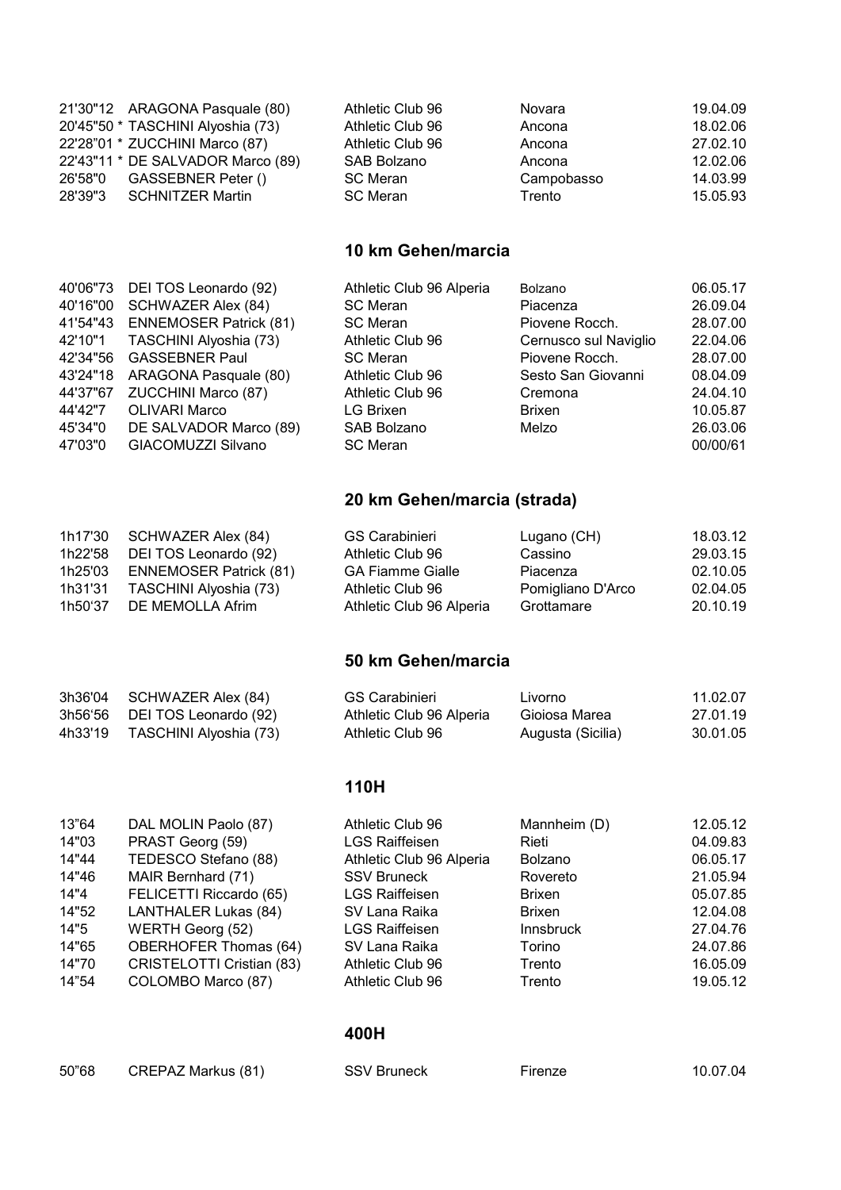| | | | | |
|---|---|---|---|---|
| 21'30"12 | ARAGONA Pasquale (80) | Athletic Club 96 | Novara | 19.04.09 |
| 20'45"50 * | TASCHINI Alyoshia (73) | Athletic Club 96 | Ancona | 18.02.06 |
| 22'28"01 * | ZUCCHINI Marco (87) | Athletic Club 96 | Ancona | 27.02.10 |
| 22'43"11 * | DE SALVADOR Marco (89) | SAB Bolzano | Ancona | 12.02.06 |
| 26'58"0 | GASSEBNER Peter () | SC Meran | Campobasso | 14.03.99 |
| 28'39"3 | SCHNITZER Martin | SC Meran | Trento | 15.05.93 |

## 10 km Gehen/marcia

| | | | | |
|---|---|---|---|---|
| 40'06"73 | DEI TOS Leonardo (92) | Athletic Club 96 Alperia | Bolzano | 06.05.17 |
| 40'16"00 | SCHWAZER Alex (84) | SC Meran | Piacenza | 26.09.04 |
| 41'54"43 | ENNEMOSER Patrick (81) | SC Meran | Piovene Rocch. | 28.07.00 |
| 42'10"1 | TASCHINI Alyoshia (73) | Athletic Club 96 | Cernusco sul Naviglio | 22.04.06 |
| 42'34"56 | GASSEBNER Paul | SC Meran | Piovene Rocch. | 28.07.00 |
| 43'24"18 | ARAGONA Pasquale (80) | Athletic Club 96 | Sesto San Giovanni | 08.04.09 |
| 44'37"67 | ZUCCHINI Marco (87) | Athletic Club 96 | Cremona | 24.04.10 |
| 44'42"7 | OLIVARI Marco | LG Brixen | Brixen | 10.05.87 |
| 45'34"0 | DE SALVADOR Marco (89) | SAB Bolzano | Melzo | 26.03.06 |
| 47'03"0 | GIACOMUZZI Silvano | SC Meran | | 00/00/61 |

## 20 km Gehen/marcia (strada)

| | | | | |
|---|---|---|---|---|
| 1h17'30 | SCHWAZER Alex (84) | GS Carabinieri | Lugano (CH) | 18.03.12 |
| 1h22'58 | DEI TOS Leonardo (92) | Athletic Club 96 | Cassino | 29.03.15 |
| 1h25'03 | ENNEMOSER Patrick (81) | GA Fiamme Gialle | Piacenza | 02.10.05 |
| 1h31'31 | TASCHINI Alyoshia (73) | Athletic Club 96 | Pomigliano D'Arco | 02.04.05 |
| 1h50'37 | DE MEMOLLA Afrim | Athletic Club 96 Alperia | Grottamare | 20.10.19 |

## 50 km Gehen/marcia

| | | | | |
|---|---|---|---|---|
| 3h36'04 | SCHWAZER Alex (84) | GS Carabinieri | Livorno | 11.02.07 |
| 3h56'56 | DEI TOS Leonardo (92) | Athletic Club 96 Alperia | Gioiosa Marea | 27.01.19 |
| 4h33'19 | TASCHINI Alyoshia (73) | Athletic Club 96 | Augusta (Sicilia) | 30.01.05 |

## 110H

| | | | | |
|---|---|---|---|---|
| 13"64 | DAL MOLIN Paolo (87) | Athletic Club 96 | Mannheim (D) | 12.05.12 |
| 14"03 | PRAST Georg (59) | LGS Raiffeisen | Rieti | 04.09.83 |
| 14"44 | TEDESCO Stefano (88) | Athletic Club 96 Alperia | Bolzano | 06.05.17 |
| 14"46 | MAIR Bernhard (71) | SSV Bruneck | Rovereto | 21.05.94 |
| 14"4 | FELICETTI Riccardo (65) | LGS Raiffeisen | Brixen | 05.07.85 |
| 14"52 | LANTHALER Lukas (84) | SV Lana Raika | Brixen | 12.04.08 |
| 14"5 | WERTH Georg (52) | LGS Raiffeisen | Innsbruck | 27.04.76 |
| 14"65 | OBERHOFER Thomas (64) | SV Lana Raika | Torino | 24.07.86 |
| 14"70 | CRISTELOTTI Cristian (83) | Athletic Club 96 | Trento | 16.05.09 |
| 14"54 | COLOMBO Marco (87) | Athletic Club 96 | Trento | 19.05.12 |

## 400H

| | | | | |
|---|---|---|---|---|
| 50"68 | CREPAZ Markus (81) | SSV Bruneck | Firenze | 10.07.04 |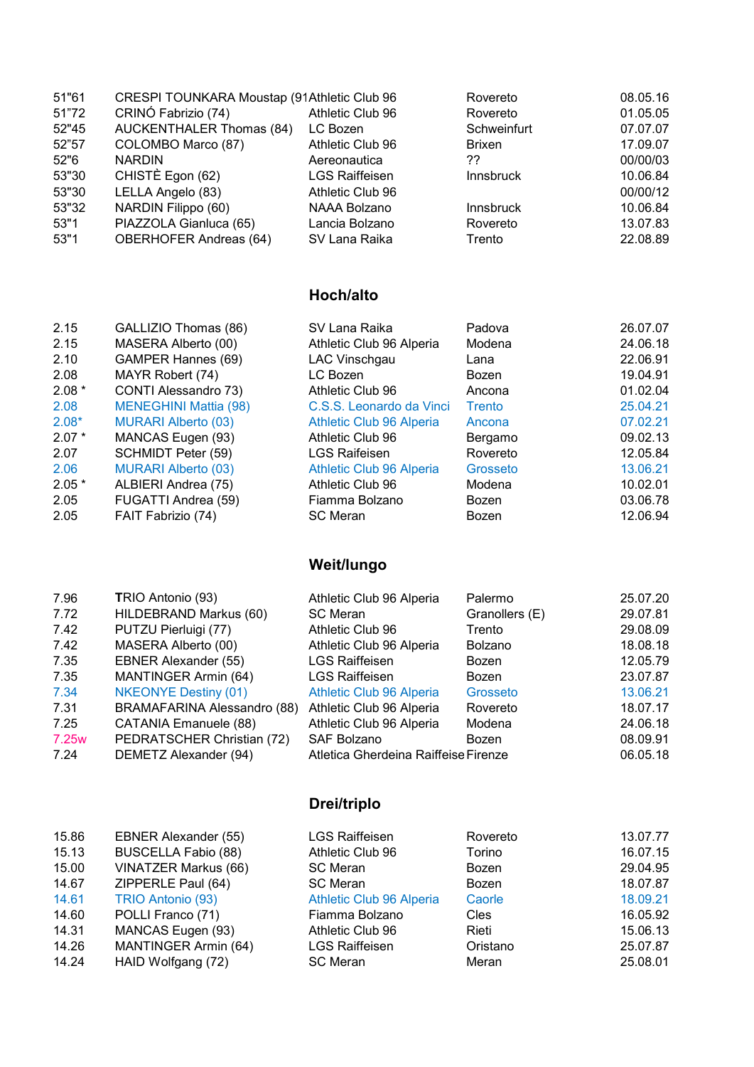| | | | | |
|---|---|---|---|---|
| 51"61 | CRESPI TOUNKARA Moustap (91 | Athletic Club 96 | Rovereto | 08.05.16 |
| 51"72 | CRINÓ Fabrizio (74) | Athletic Club 96 | Rovereto | 01.05.05 |
| 52"45 | AUCKENTHALER Thomas (84) | LC Bozen | Schweinfurt | 07.07.07 |
| 52"57 | COLOMBO Marco (87) | Athletic Club 96 | Brixen | 17.09.07 |
| 52"6 | NARDIN | Aereonautica | ?? | 00/00/03 |
| 53"30 | CHISTÈ Egon (62) | LGS Raiffeisen | Innsbruck | 10.06.84 |
| 53"30 | LELLA Angelo (83) | Athletic Club 96 | | 00/00/12 |
| 53"32 | NARDIN Filippo (60) | NAAA Bolzano | Innsbruck | 10.06.84 |
| 53"1 | PIAZZOLA Gianluca (65) | Lancia Bolzano | Rovereto | 13.07.83 |
| 53"1 | OBERHOFER Andreas (64) | SV Lana Raika | Trento | 22.08.89 |

## Hoch/alto

| | | | | |
|---|---|---|---|---|
| 2.15 | GALLIZIO Thomas (86) | SV Lana Raika | Padova | 26.07.07 |
| 2.15 | MASERA Alberto (00) | Athletic Club 96 Alperia | Modena | 24.06.18 |
| 2.10 | GAMPER Hannes (69) | LAC Vinschgau | Lana | 22.06.91 |
| 2.08 | MAYR Robert (74) | LC Bozen | Bozen | 19.04.91 |
| 2.08 * | CONTI Alessandro 73) | Athletic Club 96 | Ancona | 01.02.04 |
| 2.08 | MENEGHINI Mattia (98) | C.S.S. Leonardo da Vinci | Trento | 25.04.21 |
| 2.08* | MURARI Alberto (03) | Athletic Club 96 Alperia | Ancona | 07.02.21 |
| 2.07 * | MANCAS Eugen (93) | Athletic Club 96 | Bergamo | 09.02.13 |
| 2.07 | SCHMIDT Peter (59) | LGS Raifeisen | Rovereto | 12.05.84 |
| 2.06 | MURARI Alberto (03) | Athletic Club 96 Alperia | Grosseto | 13.06.21 |
| 2.05 * | ALBIERI Andrea (75) | Athletic Club 96 | Modena | 10.02.01 |
| 2.05 | FUGATTI Andrea (59) | Fiamma Bolzano | Bozen | 03.06.78 |
| 2.05 | FAIT Fabrizio (74) | SC Meran | Bozen | 12.06.94 |

## Weit/lungo

| | | | | |
|---|---|---|---|---|
| 7.96 | TRIO Antonio (93) | Athletic Club 96 Alperia | Palermo | 25.07.20 |
| 7.72 | HILDEBRAND Markus (60) | SC Meran | Granollers (E) | 29.07.81 |
| 7.42 | PUTZU Pierluigi (77) | Athletic Club 96 | Trento | 29.08.09 |
| 7.42 | MASERA Alberto (00) | Athletic Club 96 Alperia | Bolzano | 18.08.18 |
| 7.35 | EBNER Alexander (55) | LGS Raiffeisen | Bozen | 12.05.79 |
| 7.35 | MANTINGER Armin (64) | LGS Raiffeisen | Bozen | 23.07.87 |
| 7.34 | NKEONYE Destiny (01) | Athletic Club 96 Alperia | Grosseto | 13.06.21 |
| 7.31 | BRAMAFARINA Alessandro (88) | Athletic Club 96 Alperia | Rovereto | 18.07.17 |
| 7.25 | CATANIA Emanuele (88) | Athletic Club 96 Alperia | Modena | 24.06.18 |
| 7.25w | PEDRATSCHER Christian (72) | SAF Bolzano | Bozen | 08.09.91 |
| 7.24 | DEMETZ Alexander (94) | Atletica Gherdeina Raiffeise | Firenze | 06.05.18 |

## Drei/triplo

| | | | | |
|---|---|---|---|---|
| 15.86 | EBNER Alexander (55) | LGS Raiffeisen | Rovereto | 13.07.77 |
| 15.13 | BUSCELLA Fabio (88) | Athletic Club 96 | Torino | 16.07.15 |
| 15.00 | VINATZER Markus (66) | SC Meran | Bozen | 29.04.95 |
| 14.67 | ZIPPERLE Paul (64) | SC Meran | Bozen | 18.07.87 |
| 14.61 | TRIO Antonio (93) | Athletic Club 96 Alperia | Caorle | 18.09.21 |
| 14.60 | POLLI Franco (71) | Fiamma Bolzano | Cles | 16.05.92 |
| 14.31 | MANCAS Eugen (93) | Athletic Club 96 | Rieti | 15.06.13 |
| 14.26 | MANTINGER Armin (64) | LGS Raiffeisen | Oristano | 25.07.87 |
| 14.24 | HAID Wolfgang (72) | SC Meran | Meran | 25.08.01 |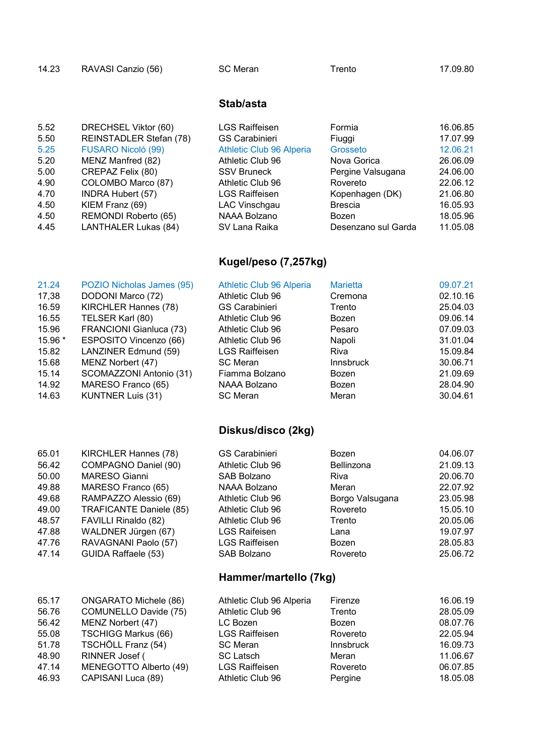| | | | | |
|---|---|---|---|---|
| 14.23 | RAVASI Canzio (56) | SC Meran | Trento | 17.09.80 |

## Stab/asta

| | | | | |
|---|---|---|---|---|
| 5.52 | DRECHSEL Viktor (60) | LGS Raiffeisen | Formia | 16.06.85 |
| 5.50 | REINSTADLER Stefan (78) | GS Carabinieri | Fiuggi | 17.07.99 |
| 5.25 | FUSARO Nicoló (99) | Athletic Club 96 Alperia | Grosseto | 12.06.21 |
| 5.20 | MENZ Manfred (82) | Athletic Club 96 | Nova Gorica | 26.06.09 |
| 5.00 | CREPAZ Felix (80) | SSV Bruneck | Pergine Valsugana | 24.06.00 |
| 4.90 | COLOMBO Marco (87) | Athletic Club 96 | Rovereto | 22.06.12 |
| 4.70 | INDRA Hubert (57) | LGS Raiffeisen | Kopenhagen (DK) | 21.06.80 |
| 4.50 | KIEM Franz (69) | LAC Vinschgau | Brescia | 16.05.93 |
| 4.50 | REMONDI Roberto (65) | NAAA Bolzano | Bozen | 18.05.96 |
| 4.45 | LANTHALER Lukas (84) | SV Lana Raika | Desenzano sul Garda | 11.05.08 |

## Kugel/peso (7,257kg)

| | | | | |
|---|---|---|---|---|
| 21.24 | POZIO Nicholas James (95) | Athletic Club 96 Alperia | Marietta | 09.07.21 |
| 17,38 | DODONI Marco (72) | Athletic Club 96 | Cremona | 02.10.16 |
| 16.59 | KIRCHLER Hannes (78) | GS Carabinieri | Trento | 25.04.03 |
| 16.55 | TELSER Karl (80) | Athletic Club 96 | Bozen | 09.06.14 |
| 15.96 | FRANCIONI Gianluca (73) | Athletic Club 96 | Pesaro | 07.09.03 |
| 15.96 * | ESPOSITO Vincenzo (66) | Athletic Club 96 | Napoli | 31.01.04 |
| 15.82 | LANZINER Edmund (59) | LGS Raiffeisen | Riva | 15.09.84 |
| 15.68 | MENZ Norbert (47) | SC Meran | Innsbruck | 30.06.71 |
| 15.14 | SCOMAZZONI Antonio (31) | Fiamma Bolzano | Bozen | 21.09.69 |
| 14.92 | MARESO Franco (65) | NAAA Bolzano | Bozen | 28.04.90 |
| 14.63 | KUNTNER Luis (31) | SC Meran | Meran | 30.04.61 |

## Diskus/disco (2kg)

| | | | | |
|---|---|---|---|---|
| 65.01 | KIRCHLER Hannes (78) | GS Carabinieri | Bozen | 04.06.07 |
| 56.42 | COMPAGNO Daniel (90) | Athletic Club 96 | Bellinzona | 21.09.13 |
| 50.00 | MARESO Gianni | SAB Bolzano | Riva | 20.06.70 |
| 49.88 | MARESO Franco (65) | NAAA Bolzano | Meran | 22.07.92 |
| 49.68 | RAMPAZZO Alessio (69) | Athletic Club 96 | Borgo Valsugana | 23.05.98 |
| 49.00 | TRAFICANTE Daniele (85) | Athletic Club 96 | Rovereto | 15.05.10 |
| 48.57 | FAVILLI Rinaldo (82) | Athletic Club 96 | Trento | 20.05.06 |
| 47.88 | WALDNER Jürgen (67) | LGS Raifeisen | Lana | 19.07.97 |
| 47.76 | RAVAGNANI Paolo (57) | LGS Raiffeisen | Bozen | 28.05.83 |
| 47.14 | GUIDA Raffaele (53) | SAB Bolzano | Rovereto | 25.06.72 |

## Hammer/martello (7kg)

| | | | | |
|---|---|---|---|---|
| 65.17 | ONGARATO Michele (86) | Athletic Club 96 Alperia | Firenze | 16.06.19 |
| 56.76 | COMUNELLO Davide (75) | Athletic Club 96 | Trento | 28.05.09 |
| 56.42 | MENZ Norbert (47) | LC Bozen | Bozen | 08.07.76 |
| 55.08 | TSCHIGG Markus (66) | LGS Raiffeisen | Rovereto | 22.05.94 |
| 51.78 | TSCHÖLL Franz (54) | SC Meran | Innsbruck | 16.09.73 |
| 48.90 | RINNER Josef ( | SC Latsch | Meran | 11.06.67 |
| 47.14 | MENEGOTTO Alberto (49) | LGS Raiffeisen | Rovereto | 06.07.85 |
| 46.93 | CAPISANI Luca (89) | Athletic Club 96 | Pergine | 18.05.08 |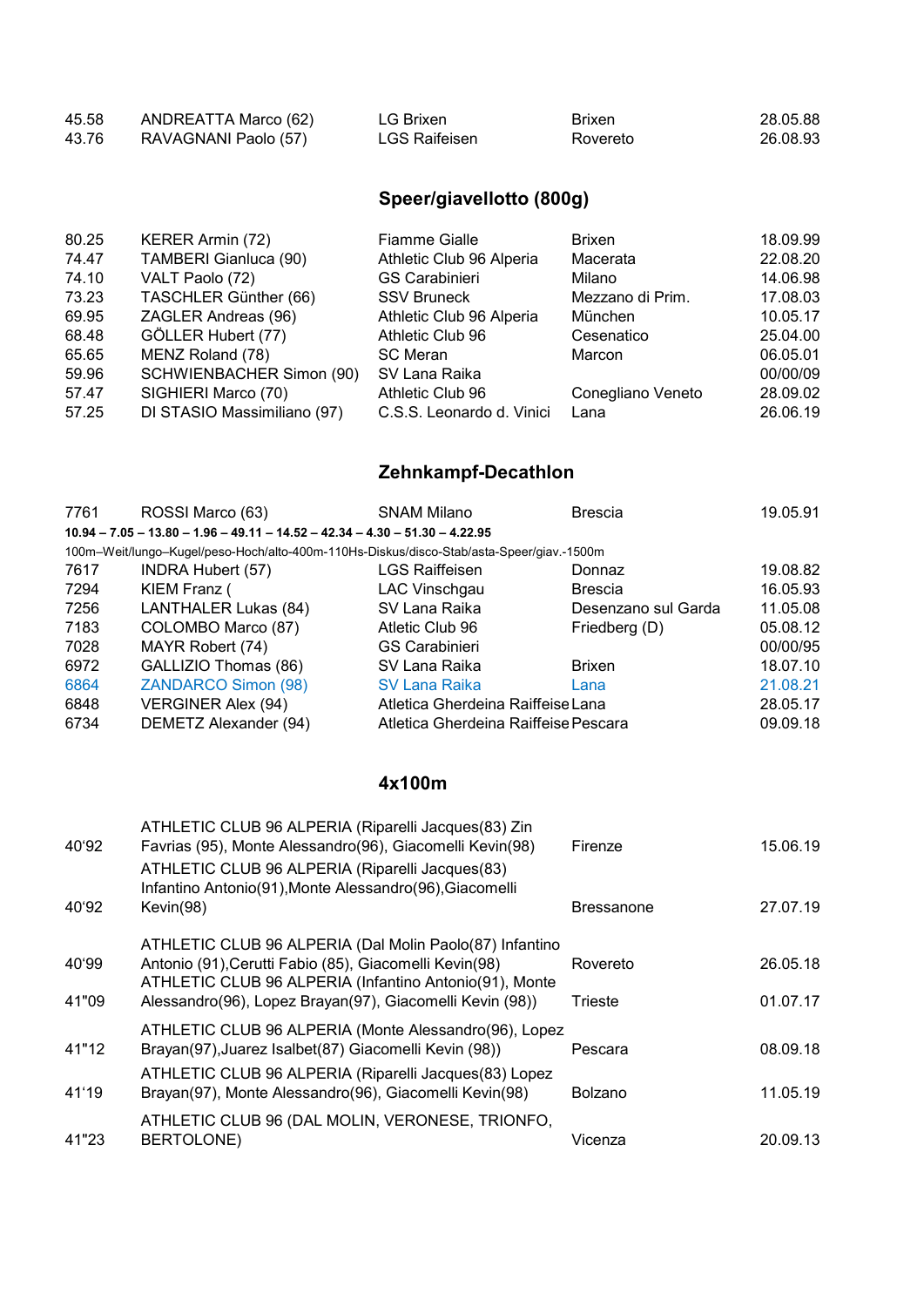| | | | | |
|---|---|---|---|---|
| 45.58 | ANDREATTA Marco (62) | LG Brixen | Brixen | 28.05.88 |
| 43.76 | RAVAGNANI Paolo (57) | LGS Raifeisen | Rovereto | 26.08.93 |

## Speer/giavellotto (800g)

| | | | | |
|---|---|---|---|---|
| 80.25 | KERER Armin (72) | Fiamme Gialle | Brixen | 18.09.99 |
| 74.47 | TAMBERI Gianluca (90) | Athletic Club 96 Alperia | Macerata | 22.08.20 |
| 74.10 | VALT Paolo (72) | GS Carabinieri | Milano | 14.06.98 |
| 73.23 | TASCHLER Günther (66) | SSV Bruneck | Mezzano di Prim. | 17.08.03 |
| 69.95 | ZAGLER Andreas (96) | Athletic Club 96 Alperia | München | 10.05.17 |
| 68.48 | GÖLLER Hubert (77) | Athletic Club 96 | Cesenatico | 25.04.00 |
| 65.65 | MENZ Roland (78) | SC Meran | Marcon | 06.05.01 |
| 59.96 | SCHWIENBACHER Simon (90) | SV Lana Raika | | 00/00/09 |
| 57.47 | SIGHIERI Marco (70) | Athletic Club 96 | Conegliano Veneto | 28.09.02 |
| 57.25 | DI STASIO Massimiliano (97) | C.S.S. Leonardo d. Vinici | Lana | 26.06.19 |

## Zehnkampf-Decathlon

7761 ROSSI Marco (63) SNAM Milano Brescia 19.05.91

**10.94 – 7.05 – 13.80 – 1.96 – 49.11 – 14.52 – 42.34 – 4.30 – 51.30 – 4.22.95**

100m–Weit/lungo–Kugel/peso-Hoch/alto-400m-110Hs-Diskus/disco-Stab/asta-Speer/giav.-1500m

| | | | | |
|---|---|---|---|---|
| 7617 | INDRA Hubert (57) | LGS Raiffeisen | Donnaz | 19.08.82 |
| 7294 | KIEM Franz ( | LAC Vinschgau | Brescia | 16.05.93 |
| 7256 | LANTHALER Lukas (84) | SV Lana Raika | Desenzano sul Garda | 11.05.08 |
| 7183 | COLOMBO Marco (87) | Atletic Club 96 | Friedberg (D) | 05.08.12 |
| 7028 | MAYR Robert (74) | GS Carabinieri | | 00/00/95 |
| 6972 | GALLIZIO Thomas (86) | SV Lana Raika | Brixen | 18.07.10 |
| 6864 | ZANDARCO Simon (98) | SV Lana Raika | Lana | 21.08.21 |
| 6848 | VERGINER Alex (94) | Atletica Gherdeina Raiffeise | Lana | 28.05.17 |
| 6734 | DEMETZ Alexander (94) | Atletica Gherdeina Raiffeise | Pescara | 09.09.18 |

## 4x100m

| | | | |
|---|---|---|---|
| 40'92 | ATHLETIC CLUB 96 ALPERIA (Riparelli Jacques(83) Zin Favrias (95), Monte Alessandro(96), Giacomelli Kevin(98) | Firenze | 15.06.19 |
| 40'92 | ATHLETIC CLUB 96 ALPERIA (Riparelli Jacques(83) Infantino Antonio(91),Monte Alessandro(96),Giacomelli Kevin(98) | Bressanone | 27.07.19 |
| 40'99 | ATHLETIC CLUB 96 ALPERIA (Dal Molin Paolo(87) Infantino Antonio (91),Cerutti Fabio (85), Giacomelli Kevin(98) | Rovereto | 26.05.18 |
| 41"09 | ATHLETIC CLUB 96 ALPERIA (Infantino Antonio(91), Monte Alessandro(96), Lopez Brayan(97), Giacomelli Kevin (98)) | Trieste | 01.07.17 |
| 41"12 | ATHLETIC CLUB 96 ALPERIA (Monte Alessandro(96), Lopez Brayan(97),Juarez Isalbet(87) Giacomelli Kevin (98)) | Pescara | 08.09.18 |
| 41'19 | ATHLETIC CLUB 96 ALPERIA (Riparelli Jacques(83) Lopez Brayan(97), Monte Alessandro(96), Giacomelli Kevin(98) | Bolzano | 11.05.19 |
| 41"23 | ATHLETIC CLUB 96 (DAL MOLIN, VERONESE, TRIONFO, BERTOLONE) | Vicenza | 20.09.13 |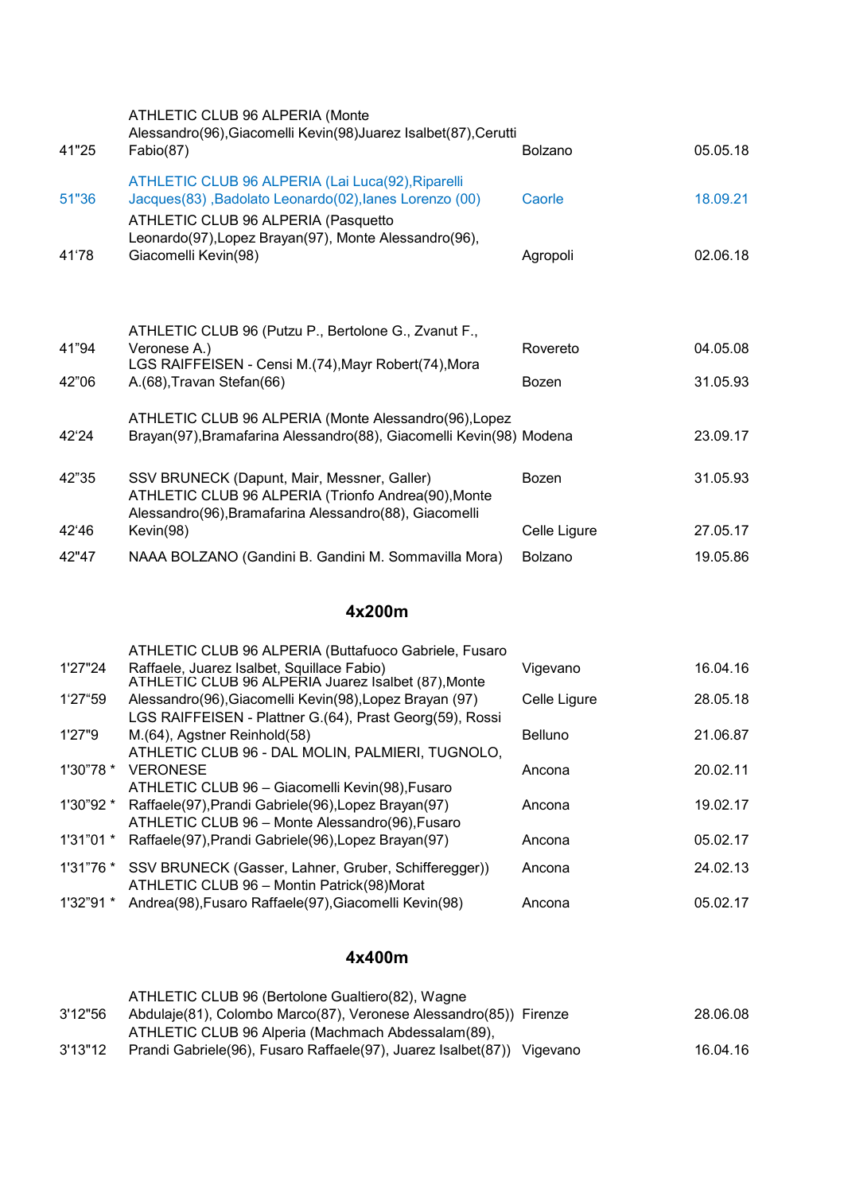| | | | |
|---|---|---|---|
| 41"25 | ATHLETIC CLUB 96 ALPERIA (Monte Alessandro(96),Giacomelli Kevin(98)Juarez Isalbet(87),Cerutti Fabio(87) | Bolzano | 05.05.18 |
| 51"36 | ATHLETIC CLUB 96 ALPERIA (Lai Luca(92),Riparelli Jacques(83) ,Badolato Leonardo(02),Ianes Lorenzo (00) | Caorle | 18.09.21 |
| 41'78 | ATHLETIC CLUB 96 ALPERIA (Pasquetto Leonardo(97),Lopez Brayan(97), Monte Alessandro(96), Giacomelli Kevin(98) | Agropoli | 02.06.18 |
| 41"94 | ATHLETIC CLUB 96 (Putzu P., Bertolone G., Zvanut F., Veronese A.) | Rovereto | 04.05.08 |
| 42"06 | LGS RAIFFEISEN - Censi M.(74),Mayr Robert(74),Mora A.(68),Travan Stefan(66) | Bozen | 31.05.93 |
| 42'24 | ATHLETIC CLUB 96 ALPERIA (Monte Alessandro(96),Lopez Brayan(97),Bramafarina Alessandro(88), Giacomelli Kevin(98) | Modena | 23.09.17 |
| 42"35 | SSV BRUNECK (Dapunt, Mair, Messner, Galler) | Bozen | 31.05.93 |
| 42'46 | ATHLETIC CLUB 96 ALPERIA (Trionfo Andrea(90),Monte Alessandro(96),Bramafarina Alessandro(88), Giacomelli Kevin(98) | Celle Ligure | 27.05.17 |
| 42"47 | NAAA BOLZANO (Gandini B. Gandini M. Sommavilla Mora) | Bolzano | 19.05.86 |

## 4x200m

| | | | |
|---|---|---|---|
| 1'27"24 | ATHLETIC CLUB 96 ALPERIA (Buttafuoco Gabriele, Fusaro Raffaele, Juarez Isalbet, Squillace Fabio) | Vigevano | 16.04.16 |
| 1'27"59 | ATHLETIC CLUB 96 ALPERIA Juarez Isalbet (87),Monte Alessandro(96),Giacomelli Kevin(98),Lopez Brayan (97) | Celle Ligure | 28.05.18 |
| 1'27"9 | LGS RAIFFEISEN - Plattner G.(64), Prast Georg(59), Rossi M.(64), Agstner Reinhold(58) | Belluno | 21.06.87 |
| 1'30"78 * | ATHLETIC CLUB 96 - DAL MOLIN, PALMIERI, TUGNOLO, VERONESE | Ancona | 20.02.11 |
| 1'30"92 * | ATHLETIC CLUB 96 – Giacomelli Kevin(98),Fusaro Raffaele(97),Prandi Gabriele(96),Lopez Brayan(97) | Ancona | 19.02.17 |
| 1'31"01 * | ATHLETIC CLUB 96 – Monte Alessandro(96),Fusaro Raffaele(97),Prandi Gabriele(96),Lopez Brayan(97) | Ancona | 05.02.17 |
| 1'31"76 * | SSV BRUNECK (Gasser, Lahner, Gruber, Schifferegger)) | Ancona | 24.02.13 |
| 1'32"91 * | ATHLETIC CLUB 96 – Montin Patrick(98)Morat Andrea(98),Fusaro Raffaele(97),Giacomelli Kevin(98) | Ancona | 05.02.17 |

## 4x400m

| | | | |
|---|---|---|---|
| 3'12"56 | ATHLETIC CLUB 96 (Bertolone Gualtiero(82), Wagne Abdulaje(81), Colombo Marco(87), Veronese Alessandro(85)) | Firenze | 28.06.08 |
| 3'13"12 | ATHLETIC CLUB 96 Alperia (Machmach Abdessalam(89), Prandi Gabriele(96), Fusaro Raffaele(97), Juarez Isalbet(87)) | Vigevano | 16.04.16 |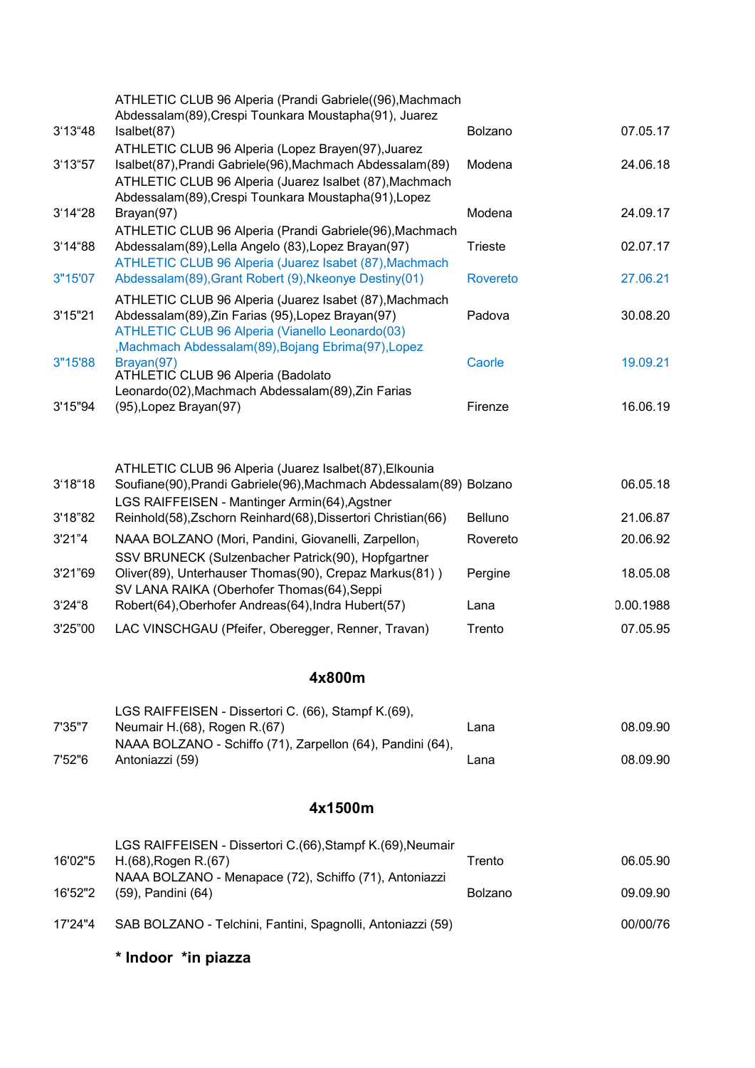| | | | |
|---|---|---|---|
| 3'13"48 | ATHLETIC CLUB 96 Alperia (Prandi Gabriele((96),Machmach Abdessalam(89),Crespi Tounkara Moustapha(91), Juarez Isalbet(87) | Bolzano | 07.05.17 |
| 3'13"57 | ATHLETIC CLUB 96 Alperia (Lopez Brayen(97),Juarez Isalbet(87),Prandi Gabriele(96),Machmach Abdessalam(89) | Modena | 24.06.18 |
| 3'14"28 | ATHLETIC CLUB 96 Alperia (Juarez Isalbet (87),Machmach Abdessalam(89),Crespi Tounkara Moustapha(91),Lopez Brayan(97) | Modena | 24.09.17 |
| 3'14"88 | ATHLETIC CLUB 96 Alperia (Prandi Gabriele(96),Machmach Abdessalam(89),Lella Angelo (83),Lopez Brayan(97) | Trieste | 02.07.17 |
| 3"15'07 | ATHLETIC CLUB 96 Alperia (Juarez Isabet (87),Machmach Abdessalam(89),Grant Robert (9),Nkeonye Destiny(01) | Rovereto | 27.06.21 |
| 3'15"21 | ATHLETIC CLUB 96 Alperia (Juarez Isabet (87),Machmach Abdessalam(89),Zin Farias (95),Lopez Brayan(97) | Padova | 30.08.20 |
| 3"15'88 | ATHLETIC CLUB 96 Alperia (Vianello Leonardo(03) ,Machmach Abdessalam(89),Bojang Ebrima(97),Lopez Brayan(97) | Caorle | 19.09.21 |
| 3'15"94 | ATHLETIC CLUB 96 Alperia (Badolato Leonardo(02),Machmach Abdessalam(89),Zin Farias (95),Lopez Brayan(97) | Firenze | 16.06.19 |

| | | | |
|---|---|---|---|
| 3'18"18 | ATHLETIC CLUB 96 Alperia (Juarez Isalbet(87),Elkounia Soufiane(90),Prandi Gabriele(96),Machmach Abdessalam(89) | Bolzano | 06.05.18 |
| 3'18"82 | LGS RAIFFEISEN - Mantinger Armin(64),Agstner Reinhold(58),Zschorn Reinhard(68),Dissertori Christian(66) | Belluno | 21.06.87 |
| 3'21"4 | NAAA BOLZANO (Mori, Pandini, Giovanelli, Zarpellon) | Rovereto | 20.06.92 |
| 3'21"69 | SSV BRUNECK (Sulzenbacher Patrick(90), Hopfgartner Oliver(89), Unterhauser Thomas(90), Crepaz Markus(81) ) | Pergine | 18.05.08 |
| 3'24"8 | SV LANA RAIKA (Oberhofer Thomas(64),Seppi Robert(64),Oberhofer Andreas(64),Indra Hubert(57) | Lana | 0.00.1988 |
| 3'25"00 | LAC VINSCHGAU (Pfeifer, Oberegger, Renner, Travan) | Trento | 07.05.95 |

## 4x800m

| | | | |
|---|---|---|---|
| 7'35"7 | LGS RAIFFEISEN - Dissertori C. (66), Stampf K.(69), Neumair H.(68), Rogen R.(67) | Lana | 08.09.90 |
| 7'52"6 | NAAA BOLZANO - Schiffo (71), Zarpellon (64), Pandini (64), Antoniazzi (59) | Lana | 08.09.90 |

## 4x1500m

| | | | |
|---|---|---|---|
| 16'02"5 | LGS RAIFFEISEN - Dissertori C.(66),Stampf K.(69),Neumair H.(68),Rogen R.(67) | Trento | 06.05.90 |
| 16'52"2 | NAAA BOLZANO - Menapace (72), Schiffo (71), Antoniazzi (59), Pandini (64) | Bolzano | 09.09.90 |
| 17'24"4 | SAB BOLZANO - Telchini, Fantini, Spagnolli, Antoniazzi (59) | | 00/00/76 |

**\* Indoor \*in piazza**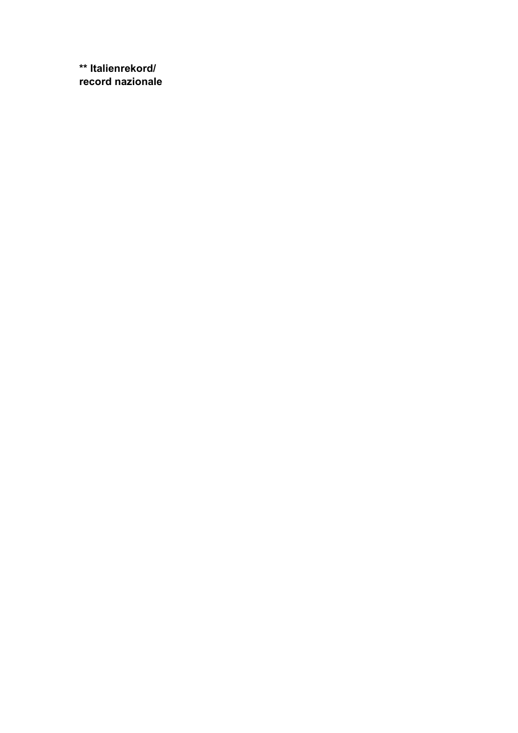**** Italienrekord/
record nazionale**